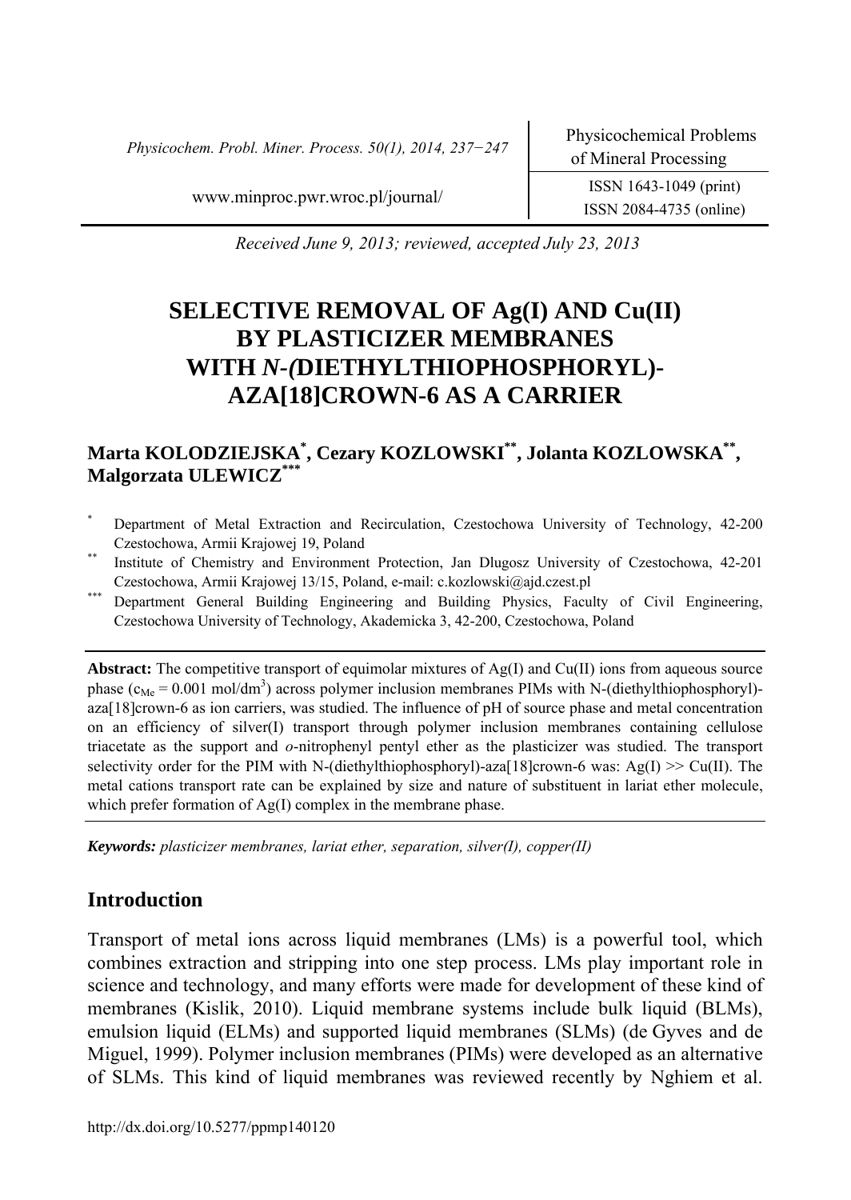Received June 9, 2013; reviewed, accepted July 23, 2013

# SELECTIVE REMOVAL OF Ag(I) AND Cu(II) BY PLASTICIZER MEMBRANES WITH *N-(*DIETHYLTHIOPHOSPHORYL)-AZA[18]CROWN-6 AS A CARRIER

**Marta KOLODZIEJSKA[*], Cezary KOZLOWSKI[**], Jolanta KOZLOWSKA[**], Malgorzata ULEWICZ[***]**

[*] Department of Metal Extraction and Recirculation, Czestochowa University of Technology, 42-200 Czestochowa, Armii Krajowej 19, Poland

[**] Institute of Chemistry and Environment Protection, Jan Dlugosz University of Czestochowa, 42-201 Czestochowa, Armii Krajowej 13/15, Poland, e-mail: c.kozlowski@ajd.czest.pl

[***] Department General Building Engineering and Building Physics, Faculty of Civil Engineering, Czestochowa University of Technology, Akademicka 3, 42-200, Czestochowa, Poland

**Abstract:** The competitive transport of equimolar mixtures of Ag(I) and Cu(II) ions from aqueous source phase ($c_{Me}$ = 0.001 mol/dm$^3$) across polymer inclusion membranes PIMs with N-(diethylthiophosphoryl)-aza[18]crown-6 as ion carriers, was studied. The influence of pH of source phase and metal concentration on an efficiency of silver(I) transport through polymer inclusion membranes containing cellulose triacetate as the support and *o*-nitrophenyl pentyl ether as the plasticizer was studied. The transport selectivity order for the PIM with N-(diethylthiophosphoryl)-aza[18]crown-6 was: Ag(I) >> Cu(II). The metal cations transport rate can be explained by size and nature of substituent in lariat ether molecule, which prefer formation of Ag(I) complex in the membrane phase.

***Keywords:*** *plasticizer membranes, lariat ether, separation, silver(I), copper(II)*

## Introduction

Transport of metal ions across liquid membranes (LMs) is a powerful tool, which combines extraction and stripping into one step process. LMs play important role in science and technology, and many efforts were made for development of these kind of membranes (Kislik, 2010). Liquid membrane systems include bulk liquid (BLMs), emulsion liquid (ELMs) and supported liquid membranes (SLMs) (de Gyves and de Miguel, 1999). Polymer inclusion membranes (PIMs) were developed as an alternative of SLMs. This kind of liquid membranes was reviewed recently by Nghiem et al.

http://dx.doi.org/10.5277/ppmp140120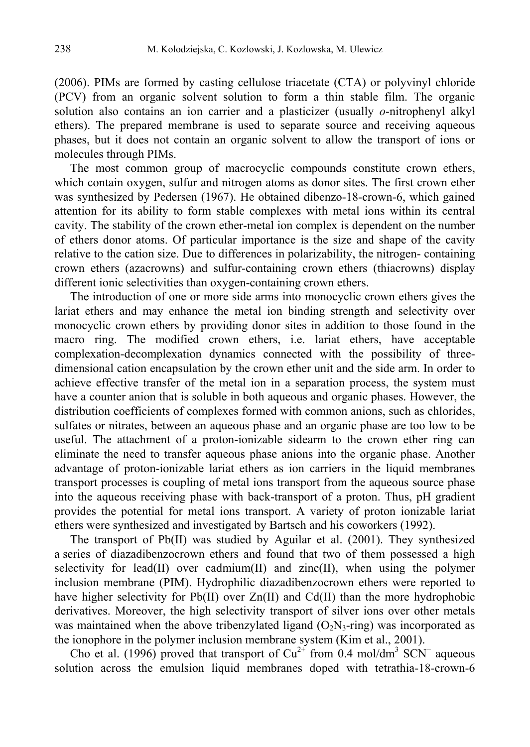(2006). PIMs are formed by casting cellulose triacetate (CTA) or polyvinyl chloride (PCV) from an organic solvent solution to form a thin stable film. The organic solution also contains an ion carrier and a plasticizer (usually *o*-nitrophenyl alkyl ethers). The prepared membrane is used to separate source and receiving aqueous phases, but it does not contain an organic solvent to allow the transport of ions or molecules through PIMs.

The most common group of macrocyclic compounds constitute crown ethers, which contain oxygen, sulfur and nitrogen atoms as donor sites. The first crown ether was synthesized by Pedersen (1967). He obtained dibenzo-18-crown-6, which gained attention for its ability to form stable complexes with metal ions within its central cavity. The stability of the crown ether-metal ion complex is dependent on the number of ethers donor atoms. Of particular importance is the size and shape of the cavity relative to the cation size. Due to differences in polarizability, the nitrogen- containing crown ethers (azacrowns) and sulfur-containing crown ethers (thiacrowns) display different ionic selectivities than oxygen-containing crown ethers.

The introduction of one or more side arms into monocyclic crown ethers gives the lariat ethers and may enhance the metal ion binding strength and selectivity over monocyclic crown ethers by providing donor sites in addition to those found in the macro ring. The modified crown ethers, i.e. lariat ethers, have acceptable complexation-decomplexation dynamics connected with the possibility of three-dimensional cation encapsulation by the crown ether unit and the side arm. In order to achieve effective transfer of the metal ion in a separation process, the system must have a counter anion that is soluble in both aqueous and organic phases. However, the distribution coefficients of complexes formed with common anions, such as chlorides, sulfates or nitrates, between an aqueous phase and an organic phase are too low to be useful. The attachment of a proton-ionizable sidearm to the crown ether ring can eliminate the need to transfer aqueous phase anions into the organic phase. Another advantage of proton-ionizable lariat ethers as ion carriers in the liquid membranes transport processes is coupling of metal ions transport from the aqueous source phase into the aqueous receiving phase with back-transport of a proton. Thus, pH gradient provides the potential for metal ions transport. A variety of proton ionizable lariat ethers were synthesized and investigated by Bartsch and his coworkers (1992).

The transport of Pb(II) was studied by Aguilar et al. (2001). They synthesized a series of diazadibenzocrown ethers and found that two of them possessed a high selectivity for lead(II) over cadmium(II) and zinc(II), when using the polymer inclusion membrane (PIM). Hydrophilic diazadibenzocrown ethers were reported to have higher selectivity for Pb(II) over Zn(II) and Cd(II) than the more hydrophobic derivatives. Moreover, the high selectivity transport of silver ions over other metals was maintained when the above tribenzylated ligand ($O_2N_3$-ring) was incorporated as the ionophore in the polymer inclusion membrane system (Kim et al., 2001).

Cho et al. (1996) proved that transport of $Cu^{2+}$ from 0.4 mol/dm$^3$ $SCN^-$ aqueous solution across the emulsion liquid membranes doped with tetrathia-18-crown-6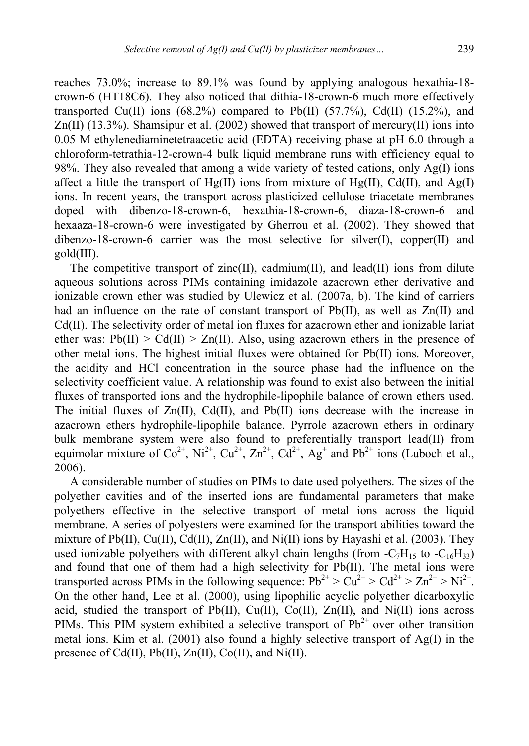reaches 73.0%; increase to 89.1% was found by applying analogous hexathia-18-crown-6 (HT18C6). They also noticed that dithia-18-crown-6 much more effectively transported Cu(II) ions (68.2%) compared to Pb(II) (57.7%), Cd(II) (15.2%), and Zn(II) (13.3%). Shamsipur et al. (2002) showed that transport of mercury(II) ions into 0.05 M ethylenediaminetetraacetic acid (EDTA) receiving phase at pH 6.0 through a chloroform-tetrathia-12-crown-4 bulk liquid membrane runs with efficiency equal to 98%. They also revealed that among a wide variety of tested cations, only Ag(I) ions affect a little the transport of Hg(II) ions from mixture of Hg(II), Cd(II), and Ag(I) ions. In recent years, the transport across plasticized cellulose triacetate membranes doped with dibenzo-18-crown-6, hexathia-18-crown-6, diaza-18-crown-6 and hexaaza-18-crown-6 were investigated by Gherrou et al. (2002). They showed that dibenzo-18-crown-6 carrier was the most selective for silver(I), copper(II) and gold(III).

The competitive transport of zinc(II), cadmium(II), and lead(II) ions from dilute aqueous solutions across PIMs containing imidazole azacrown ether derivative and ionizable crown ether was studied by Ulewicz et al. (2007a, b). The kind of carriers had an influence on the rate of constant transport of Pb(II), as well as Zn(II) and Cd(II). The selectivity order of metal ion fluxes for azacrown ether and ionizable lariat ether was: Pb(II) > Cd(II) > Zn(II). Also, using azacrown ethers in the presence of other metal ions. The highest initial fluxes were obtained for Pb(II) ions. Moreover, the acidity and HCl concentration in the source phase had the influence on the selectivity coefficient value. A relationship was found to exist also between the initial fluxes of transported ions and the hydrophile-lipophile balance of crown ethers used. The initial fluxes of Zn(II), Cd(II), and Pb(II) ions decrease with the increase in azacrown ethers hydrophile-lipophile balance. Pyrrole azacrown ethers in ordinary bulk membrane system were also found to preferentially transport lead(II) from equimolar mixture of $Co^{2+}$, $Ni^{2+}$, $Cu^{2+}$, $Zn^{2+}$, $Cd^{2+}$, $Ag^{+}$ and $Pb^{2+}$ ions (Luboch et al., 2006).

A considerable number of studies on PIMs to date used polyethers. The sizes of the polyether cavities and of the inserted ions are fundamental parameters that make polyethers effective in the selective transport of metal ions across the liquid membrane. A series of polyesters were examined for the transport abilities toward the mixture of Pb(II), Cu(II), Cd(II), Zn(II), and Ni(II) ions by Hayashi et al. (2003). They used ionizable polyethers with different alkyl chain lengths (from $-C_7H_{15}$ to $-C_{16}H_{33}$) and found that one of them had a high selectivity for Pb(II). The metal ions were transported across PIMs in the following sequence: $Pb^{2+} > Cu^{2+} > Cd^{2+} > Zn^{2+} > Ni^{2+}$. On the other hand, Lee et al. (2000), using lipophilic acyclic polyether dicarboxylic acid, studied the transport of Pb(II), Cu(II), Co(II), Zn(II), and Ni(II) ions across PIMs. This PIM system exhibited a selective transport of $Pb^{2+}$ over other transition metal ions. Kim et al. (2001) also found a highly selective transport of Ag(I) in the presence of Cd(II), Pb(II), Zn(II), Co(II), and Ni(II).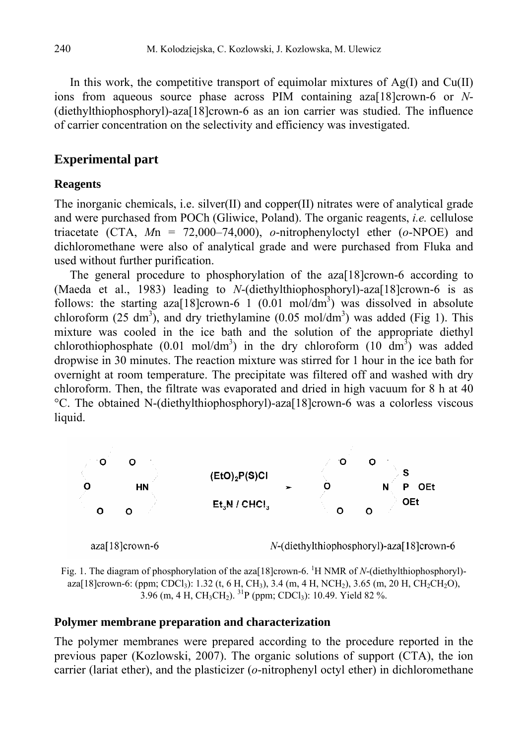In this work, the competitive transport of equimolar mixtures of Ag(I) and Cu(II) ions from aqueous source phase across PIM containing aza[18]crown-6 or *N*-(diethylthiophosphoryl)-aza[18]crown-6 as an ion carrier was studied. The influence of carrier concentration on the selectivity and efficiency was investigated.

## Experimental part

### Reagents

The inorganic chemicals, i.e. silver(II) and copper(II) nitrates were of analytical grade and were purchased from POCh (Gliwice, Poland). The organic reagents, *i.e.* cellulose triacetate (CTA, *M*n = 72,000–74,000), *o*-nitrophenyloctyl ether (*o*-NPOE) and dichloromethane were also of analytical grade and were purchased from Fluka and used without further purification.

The general procedure to phosphorylation of the aza[18]crown-6 according to (Maeda et al., 1983) leading to *N*-(diethylthiophosphoryl)-aza[18]crown-6 is as follows: the starting aza[18]crown-6 1 (0.01 mol/dm$^3$) was dissolved in absolute chloroform (25 dm$^3$), and dry triethylamine (0.05 mol/dm$^3$) was added (Fig 1). This mixture was cooled in the ice bath and the solution of the appropriate diethyl chlorothiophosphate (0.01 mol/dm$^3$) in the dry chloroform (10 dm$^3$) was added dropwise in 30 minutes. The reaction mixture was stirred for 1 hour in the ice bath for overnight at room temperature. The precipitate was filtered off and washed with dry chloroform. Then, the filtrate was evaporated and dried in high vacuum for 8 h at 40 °C. The obtained N-(diethylthiophosphoryl)-aza[18]crown-6 was a colorless viscous liquid.

aza[18]crown-6 $\xrightarrow[Et_3N\ /\ CHCl_3]{(EtO)_2P(S)Cl}$ *N*-(diethylthiophosphoryl)-aza[18]crown-6

Fig. 1. The diagram of phosphorylation of the aza[18]crown-6. $^1$H NMR of *N*-(diethylthiophosphoryl)-aza[18]crown-6: (ppm; $CDCl_3$): 1.32 (t, 6 H, $CH_3$), 3.4 (m, 4 H, $NCH_2$), 3.65 (m, 20 H, $CH_2CH_2O$), 3.96 (m, 4 H, $CH_3CH_2$). $^{31}$P (ppm; $CDCl_3$): 10.49. Yield 82 %.

### Polymer membrane preparation and characterization

The polymer membranes were prepared according to the procedure reported in the previous paper (Kozlowski, 2007). The organic solutions of support (CTA), the ion carrier (lariat ether), and the plasticizer (*o*-nitrophenyl octyl ether) in dichloromethane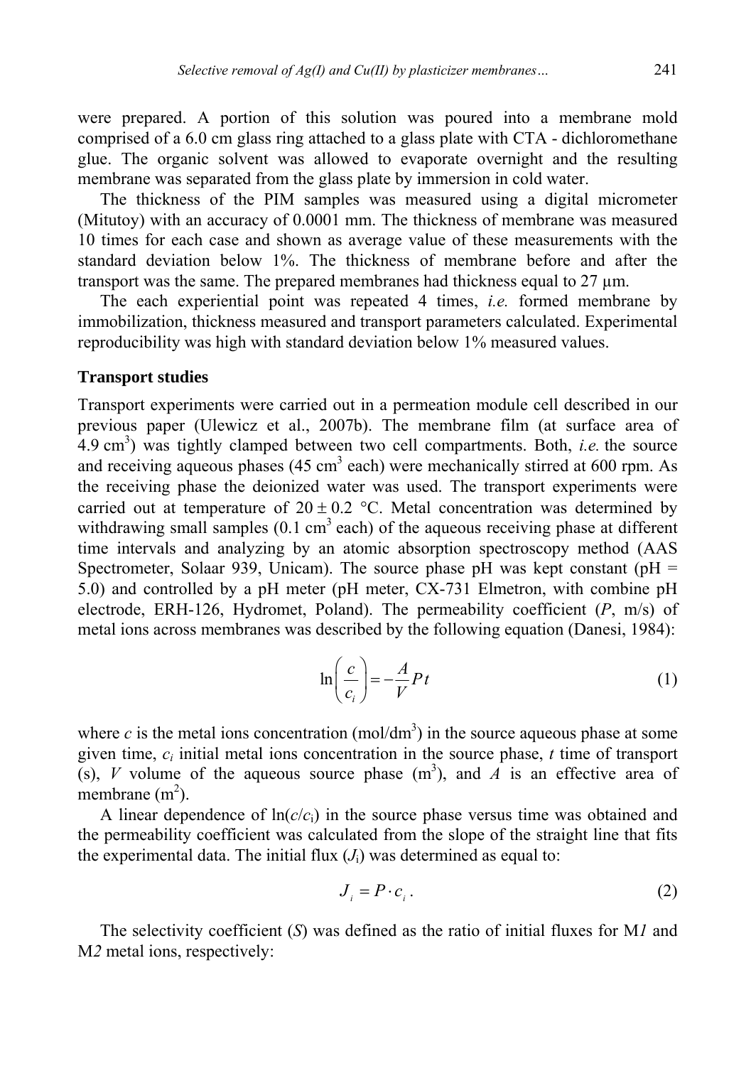were prepared. A portion of this solution was poured into a membrane mold comprised of a 6.0 cm glass ring attached to a glass plate with CTA - dichloromethane glue. The organic solvent was allowed to evaporate overnight and the resulting membrane was separated from the glass plate by immersion in cold water.

The thickness of the PIM samples was measured using a digital micrometer (Mitutoy) with an accuracy of 0.0001 mm. The thickness of membrane was measured 10 times for each case and shown as average value of these measurements with the standard deviation below 1%. The thickness of membrane before and after the transport was the same. The prepared membranes had thickness equal to 27 μm.

The each experiential point was repeated 4 times, *i.e.* formed membrane by immobilization, thickness measured and transport parameters calculated. Experimental reproducibility was high with standard deviation below 1% measured values.

### Transport studies

Transport experiments were carried out in a permeation module cell described in our previous paper (Ulewicz et al., 2007b). The membrane film (at surface area of 4.9 $cm^3$) was tightly clamped between two cell compartments. Both, *i.e.* the source and receiving aqueous phases (45 $cm^3$ each) were mechanically stirred at 600 rpm. As the receiving phase the deionized water was used. The transport experiments were carried out at temperature of $20 \pm 0.2$ °C. Metal concentration was determined by withdrawing small samples (0.1 $cm^3$ each) of the aqueous receiving phase at different time intervals and analyzing by an atomic absorption spectroscopy method (AAS Spectrometer, Solaar 939, Unicam). The source phase pH was kept constant (pH = 5.0) and controlled by a pH meter (pH meter, CX-731 Elmetron, with combine pH electrode, ERH-126, Hydromet, Poland). The permeability coefficient ($P$, m/s) of metal ions across membranes was described by the following equation (Danesi, 1984):

$$\ln\left(\frac{c}{c_i}\right) = -\frac{A}{V}Pt \tag{1}$$

where $c$ is the metal ions concentration (mol/$dm^3$) in the source aqueous phase at some given time, $c_i$ initial metal ions concentration in the source phase, $t$ time of transport (s), $V$ volume of the aqueous source phase ($m^3$), and $A$ is an effective area of membrane ($m^2$).

A linear dependence of $\ln(c/c_i)$ in the source phase versus time was obtained and the permeability coefficient was calculated from the slope of the straight line that fits the experimental data. The initial flux ($J_i$) was determined as equal to:

$$J_i = P \cdot c_i . \tag{2}$$

The selectivity coefficient ($S$) was defined as the ratio of initial fluxes for M*1* and M*2* metal ions, respectively: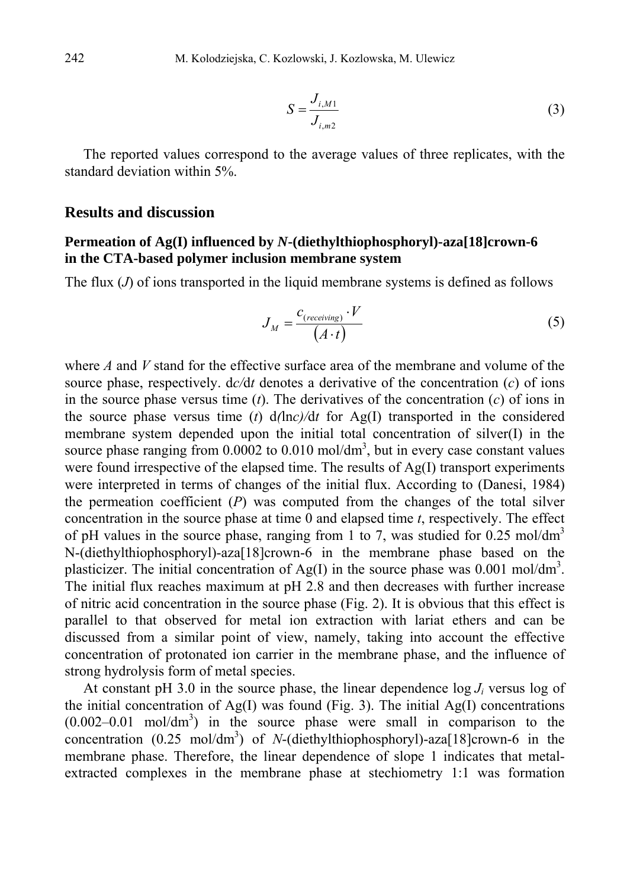$$S = \frac{J_{i,M1}}{J_{i,m2}} \tag{3}$$

The reported values correspond to the average values of three replicates, with the standard deviation within 5%.

## Results and discussion

### Permeation of Ag(I) influenced by *N*-(diethylthiophosphoryl)-aza[18]crown-6 in the CTA-based polymer inclusion membrane system

The flux ($J$) of ions transported in the liquid membrane systems is defined as follows

$$J_M = \frac{c_{(receiving)} \cdot V}{(A \cdot t)} \tag{5}$$

where $A$ and $V$ stand for the effective surface area of the membrane and volume of the source phase, respectively. $dc/dt$ denotes a derivative of the concentration ($c$) of ions in the source phase versus time ($t$). The derivatives of the concentration ($c$) of ions in the source phase versus time ($t$) $d(\ln c)/dt$ for Ag(I) transported in the considered membrane system depended upon the initial total concentration of silver(I) in the source phase ranging from 0.0002 to 0.010 mol/dm$^3$, but in every case constant values were found irrespective of the elapsed time. The results of Ag(I) transport experiments were interpreted in terms of changes of the initial flux. According to (Danesi, 1984) the permeation coefficient ($P$) was computed from the changes of the total silver concentration in the source phase at time 0 and elapsed time $t$, respectively. The effect of pH values in the source phase, ranging from 1 to 7, was studied for 0.25 mol/dm$^3$ N-(diethylthiophosphoryl)-aza[18]crown-6 in the membrane phase based on the plasticizer. The initial concentration of Ag(I) in the source phase was 0.001 mol/dm$^3$. The initial flux reaches maximum at pH 2.8 and then decreases with further increase of nitric acid concentration in the source phase (Fig. 2). It is obvious that this effect is parallel to that observed for metal ion extraction with lariat ethers and can be discussed from a similar point of view, namely, taking into account the effective concentration of protonated ion carrier in the membrane phase, and the influence of strong hydrolysis form of metal species.

At constant pH 3.0 in the source phase, the linear dependence $\log J_i$ versus log of the initial concentration of Ag(I) was found (Fig. 3). The initial Ag(I) concentrations (0.002–0.01 mol/dm$^3$) in the source phase were small in comparison to the concentration (0.25 mol/dm$^3$) of *N*-(diethylthiophosphoryl)-aza[18]crown-6 in the membrane phase. Therefore, the linear dependence of slope 1 indicates that metal-extracted complexes in the membrane phase at stechiometry 1:1 was formation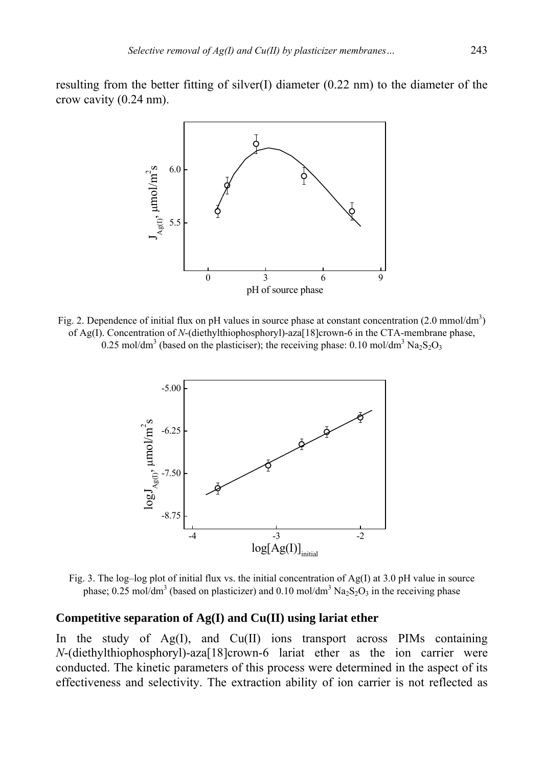resulting from the better fitting of silver(I) diameter (0.22 nm) to the diameter of the crow cavity (0.24 nm).

Fig. 2. Dependence of initial flux on pH values in source phase at constant concentration (2.0 mmol/dm$^3$) of Ag(I). Concentration of *N*-(diethylthiophosphoryl)-aza[18]crown-6 in the CTA-membrane phase, 0.25 mol/dm$^3$ (based on the plasticiser); the receiving phase: 0.10 mol/dm$^3$ $Na_2S_2O_3$

Fig. 3. The log–log plot of initial flux vs. the initial concentration of Ag(I) at 3.0 pH value in source phase; 0.25 mol/dm$^3$ (based on plasticizer) and 0.10 mol/dm$^3$ $Na_2S_2O_3$ in the receiving phase

### Competitive separation of Ag(I) and Cu(II) using lariat ether

In the study of Ag(I), and Cu(II) ions transport across PIMs containing *N*-(diethylthiophosphoryl)-aza[18]crown-6 lariat ether as the ion carrier were conducted. The kinetic parameters of this process were determined in the aspect of its effectiveness and selectivity. The extraction ability of ion carrier is not reflected as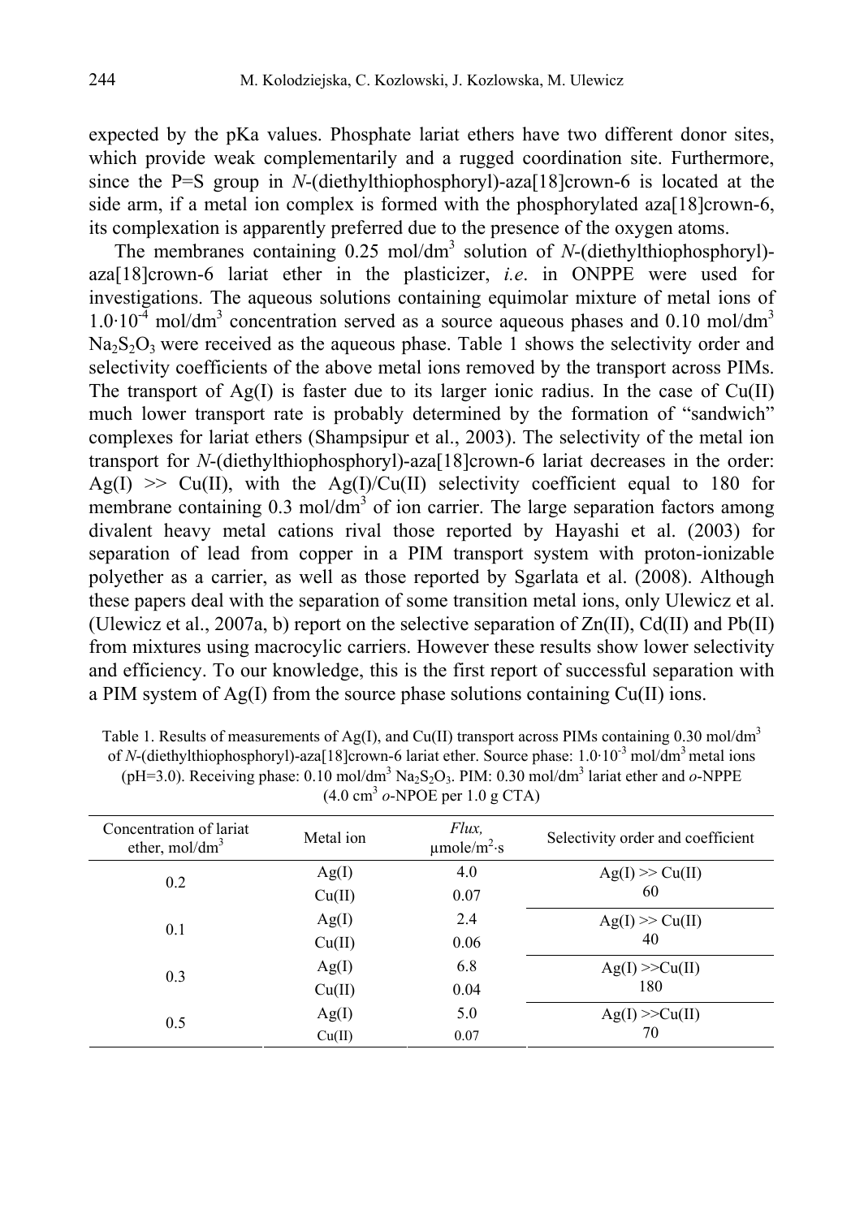expected by the pKa values. Phosphate lariat ethers have two different donor sites, which provide weak complementarily and a rugged coordination site. Furthermore, since the P=S group in *N*-(diethylthiophosphoryl)-aza[18]crown-6 is located at the side arm, if a metal ion complex is formed with the phosphorylated aza[18]crown-6, its complexation is apparently preferred due to the presence of the oxygen atoms.

The membranes containing 0.25 mol/dm$^3$ solution of *N*-(diethylthiophosphoryl)-aza[18]crown-6 lariat ether in the plasticizer, *i.e*. in ONPPE were used for investigations. The aqueous solutions containing equimolar mixture of metal ions of $1.0 \cdot 10^{-4}$ mol/dm$^3$ concentration served as a source aqueous phases and 0.10 mol/dm$^3$ $Na_2S_2O_3$ were received as the aqueous phase. Table 1 shows the selectivity order and selectivity coefficients of the above metal ions removed by the transport across PIMs. The transport of Ag(I) is faster due to its larger ionic radius. In the case of Cu(II) much lower transport rate is probably determined by the formation of "sandwich" complexes for lariat ethers (Shampsipur et al., 2003). The selectivity of the metal ion transport for *N*-(diethylthiophosphoryl)-aza[18]crown-6 lariat decreases in the order: Ag(I) >> Cu(II), with the Ag(I)/Cu(II) selectivity coefficient equal to 180 for membrane containing 0.3 mol/dm$^3$ of ion carrier. The large separation factors among divalent heavy metal cations rival those reported by Hayashi et al. (2003) for separation of lead from copper in a PIM transport system with proton-ionizable polyether as a carrier, as well as those reported by Sgarlata et al. (2008). Although these papers deal with the separation of some transition metal ions, only Ulewicz et al. (Ulewicz et al., 2007a, b) report on the selective separation of Zn(II), Cd(II) and Pb(II) from mixtures using macrocylic carriers. However these results show lower selectivity and efficiency. To our knowledge, this is the first report of successful separation with a PIM system of Ag(I) from the source phase solutions containing Cu(II) ions.

Table 1. Results of measurements of Ag(I), and Cu(II) transport across PIMs containing 0.30 mol/dm$^3$ of *N*-(diethylthiophosphoryl)-aza[18]crown-6 lariat ether. Source phase: $1.0 \cdot 10^{-3}$ mol/dm$^3$ metal ions (pH=3.0). Receiving phase: 0.10 mol/dm$^3$ $Na_2S_2O_3$. PIM: 0.30 mol/dm$^3$ lariat ether and *o*-NPPE (4.0 cm$^3$ *o*-NPOE per 1.0 g CTA)

| Concentration of lariat ether, mol/dm$^3$ | Metal ion | *Flux,* μmole/m$^2$·s | Selectivity order and coefficient |
|---|---|---|---|
| 0.2 | Ag(I) | 4.0 | Ag(I) >> Cu(II) 60 |
| | Cu(II) | 0.07 | |
| 0.1 | Ag(I) | 2.4 | Ag(I) >> Cu(II) 40 |
| | Cu(II) | 0.06 | |
| 0.3 | Ag(I) | 6.8 | Ag(I) >>Cu(II) 180 |
| | Cu(II) | 0.04 | |
| 0.5 | Ag(I) | 5.0 | Ag(I) >>Cu(II) 70 |
| | Cu(II) | 0.07 | |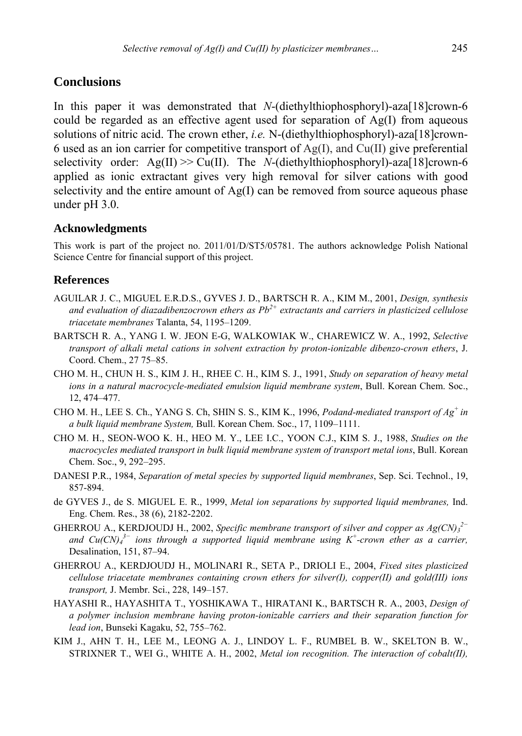## Conclusions

In this paper it was demonstrated that *N*-(diethylthiophosphoryl)-aza[18]crown-6 could be regarded as an effective agent used for separation of Ag(I) from aqueous solutions of nitric acid. The crown ether, *i.e.* N-(diethylthiophosphoryl)-aza[18]crown-6 used as an ion carrier for competitive transport of Ag(I), and Cu(II) give preferential selectivity order: Ag(II) >> Cu(II). The *N*-(diethylthiophosphoryl)-aza[18]crown-6 applied as ionic extractant gives very high removal for silver cations with good selectivity and the entire amount of Ag(I) can be removed from source aqueous phase under pH 3.0.

### Acknowledgments

This work is part of the project no. 2011/01/D/ST5/05781. The authors acknowledge Polish National Science Centre for financial support of this project.

### References

AGUILAR J. C., MIGUEL E.R.D.S., GYVES J. D., BARTSCH R. A., KIM M., 2001, *Design, synthesis and evaluation of diazadibenzocrown ethers as $Pb^{2+}$ extractants and carriers in plasticized cellulose triacetate membranes* Talanta, 54, 1195–1209.

BARTSCH R. A., YANG I. W. JEON E-G, WALKOWIAK W., CHAREWICZ W. A., 1992, *Selective transport of alkali metal cations in solvent extraction by proton-ionizable dibenzo-crown ethers*, J. Coord. Chem., 27 75–85.

CHO M. H., CHUN H. S., KIM J. H., RHEE C. H., KIM S. J., 1991, *Study on separation of heavy metal ions in a natural macrocycle-mediated emulsion liquid membrane system*, Bull. Korean Chem. Soc., 12, 474–477.

CHO M. H., LEE S. Ch., YANG S. Ch, SHIN S. S., KIM K., 1996, *Podand-mediated transport of $Ag^+$ in a bulk liquid membrane System,* Bull. Korean Chem. Soc., 17, 1109–1111.

CHO M. H., SEON-WOO K. H., HEO M. Y., LEE I.C., YOON C.J., KIM S. J., 1988, *Studies on the macrocycles mediated transport in bulk liquid membrane system of transport metal ions*, Bull. Korean Chem. Soc., 9, 292–295.

DANESI P.R., 1984, *Separation of metal species by supported liquid membranes*, Sep. Sci. Technol., 19, 857-894.

de GYVES J., de S. MIGUEL E. R., 1999, *Metal ion separations by supported liquid membranes,* Ind. Eng. Chem. Res., 38 (6), 2182-2202.

GHERROU A., KERDJOUDJ H., 2002, *Specific membrane transport of silver and copper as $Ag(CN)_3^{2-}$ and $Cu(CN)_4^{3-}$ ions through a supported liquid membrane using $K^+$-crown ether as a carrier,* Desalination, 151, 87–94.

GHERROU A., KERDJOUDJ H., MOLINARI R., SETA P., DRIOLI E., 2004, *Fixed sites plasticized cellulose triacetate membranes containing crown ethers for silver(I), copper(II) and gold(III) ions transport,* J. Membr. Sci., 228, 149–157.

HAYASHI R., HAYASHITA T., YOSHIKAWA T., HIRATANI K., BARTSCH R. A., 2003, *Design of a polymer inclusion membrane having proton-ionizable carriers and their separation function for lead ion*, Bunseki Kagaku, 52, 755–762.

KIM J., AHN T. H., LEE M., LEONG A. J., LINDOY L. F., RUMBEL B. W., SKELTON B. W., STRIXNER T., WEI G., WHITE A. H., 2002, *Metal ion recognition. The interaction of cobalt(II),*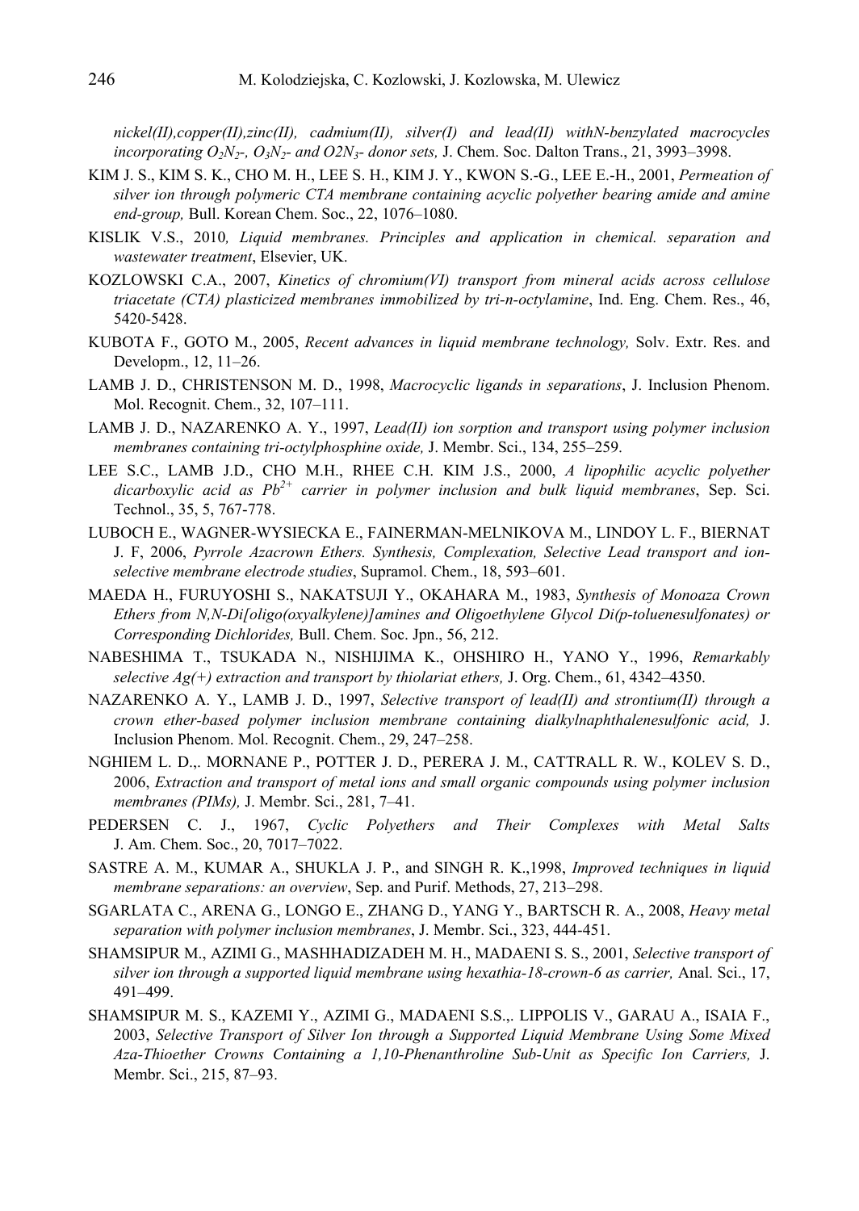*nickel(II),copper(II),zinc(II), cadmium(II), silver(I) and lead(II) withN-benzylated macrocycles incorporating $O_2N_2$-, $O_3N_2$- and O2N$_3$- donor sets,* J. Chem. Soc. Dalton Trans., 21, 3993–3998.

KIM J. S., KIM S. K., CHO M. H., LEE S. H., KIM J. Y., KWON S.-G., LEE E.-H., 2001, *Permeation of silver ion through polymeric CTA membrane containing acyclic polyether bearing amide and amine end-group,* Bull. Korean Chem. Soc., 22, 1076–1080.

KISLIK V.S., 2010*, Liquid membranes. Principles and application in chemical. separation and wastewater treatment*, Elsevier, UK.

KOZLOWSKI C.A., 2007, *Kinetics of chromium(VI) transport from mineral acids across cellulose triacetate (CTA) plasticized membranes immobilized by tri-n-octylamine*, Ind. Eng. Chem. Res., 46, 5420-5428.

KUBOTA F., GOTO M., 2005, *Recent advances in liquid membrane technology,* Solv. Extr. Res. and Developm., 12, 11–26.

LAMB J. D., CHRISTENSON M. D., 1998, *Macrocyclic ligands in separations*, J. Inclusion Phenom. Mol. Recognit. Chem., 32, 107–111.

LAMB J. D., NAZARENKO A. Y., 1997, *Lead(II) ion sorption and transport using polymer inclusion membranes containing tri-octylphosphine oxide,* J. Membr. Sci., 134, 255–259.

LEE S.C., LAMB J.D., CHO M.H., RHEE C.H. KIM J.S., 2000, *A lipophilic acyclic polyether dicarboxylic acid as $Pb^{2+}$ carrier in polymer inclusion and bulk liquid membranes*, Sep. Sci. Technol., 35, 5, 767-778.

LUBOCH E., WAGNER-WYSIECKA E., FAINERMAN-MELNIKOVA M., LINDOY L. F., BIERNAT J. F, 2006, *Pyrrole Azacrown Ethers. Synthesis, Complexation, Selective Lead transport and ion-selective membrane electrode studies*, Supramol. Chem., 18, 593–601.

MAEDA H., FURUYOSHI S., NAKATSUJI Y., OKAHARA M., 1983, *Synthesis of Monoaza Crown Ethers from N,N-Di[oligo(oxyalkylene)]amines and Oligoethylene Glycol Di(p-toluenesulfonates) or Corresponding Dichlorides,* Bull. Chem. Soc. Jpn., 56, 212.

NABESHIMA T., TSUKADA N., NISHIJIMA K., OHSHIRO H., YANO Y., 1996, *Remarkably selective Ag(+) extraction and transport by thiolariat ethers,* J. Org. Chem., 61, 4342–4350.

NAZARENKO A. Y., LAMB J. D., 1997, *Selective transport of lead(II) and strontium(II) through a crown ether-based polymer inclusion membrane containing dialkylnaphthalenesulfonic acid,* J. Inclusion Phenom. Mol. Recognit. Chem., 29, 247–258.

NGHIEM L. D.,. MORNANE P., POTTER J. D., PERERA J. M., CATTRALL R. W., KOLEV S. D., 2006, *Extraction and transport of metal ions and small organic compounds using polymer inclusion membranes (PIMs),* J. Membr. Sci., 281, 7–41.

PEDERSEN C. J., 1967, *Cyclic Polyethers and Their Complexes with Metal Salts* J. Am. Chem. Soc., 20, 7017–7022.

SASTRE A. M., KUMAR A., SHUKLA J. P., and SINGH R. K.,1998, *Improved techniques in liquid membrane separations: an overview*, Sep. and Purif. Methods, 27, 213–298.

SGARLATA C., ARENA G., LONGO E., ZHANG D., YANG Y., BARTSCH R. A., 2008, *Heavy metal separation with polymer inclusion membranes*, J. Membr. Sci., 323, 444-451.

SHAMSIPUR M., AZIMI G., MASHHADIZADEH M. H., MADAENI S. S., 2001, *Selective transport of silver ion through a supported liquid membrane using hexathia-18-crown-6 as carrier,* Anal. Sci., 17, 491–499.

SHAMSIPUR M. S., KAZEMI Y., AZIMI G., MADAENI S.S.,. LIPPOLIS V., GARAU A., ISAIA F., 2003, *Selective Transport of Silver Ion through a Supported Liquid Membrane Using Some Mixed Aza-Thioether Crowns Containing a 1,10-Phenanthroline Sub-Unit as Specific Ion Carriers,* J. Membr. Sci., 215, 87–93.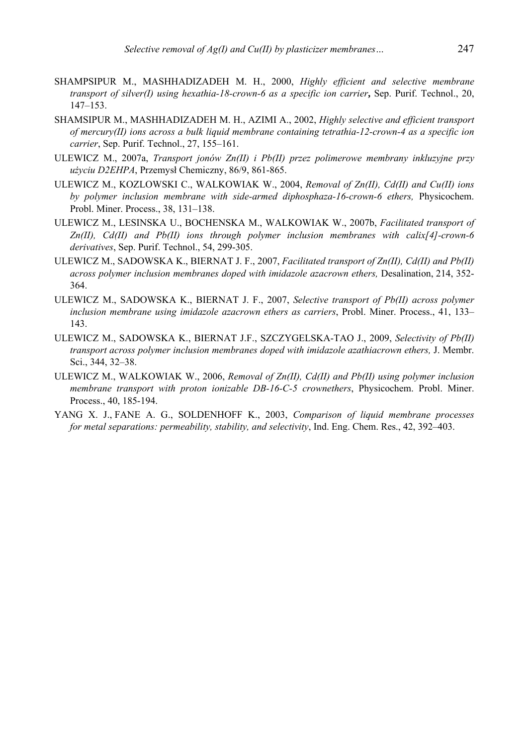SHAMPSIPUR M., MASHHADIZADEH M. H., 2000, *Highly efficient and selective membrane transport of silver(I) using hexathia-18-crown-6 as a specific ion carrier***,** Sep. Purif. Technol., 20, 147–153.

SHAMSIPUR M., MASHHADIZADEH M. H., AZIMI A., 2002, *Highly selective and efficient transport of mercury(II) ions across a bulk liquid membrane containing tetrathia-12-crown-4 as a specific ion carrier*, Sep. Purif. Technol., 27, 155–161.

ULEWICZ M., 2007a, *Transport jonów Zn(II) i Pb(II) przez polimerowe membrany inkluzyjne przy użyciu D2EHPA*, Przemysł Chemiczny, 86/9, 861-865.

ULEWICZ M., KOZLOWSKI C., WALKOWIAK W., 2004, *Removal of Zn(II), Cd(II) and Cu(II) ions by polymer inclusion membrane with side-armed diphosphaza-16-crown-6 ethers,* Physicochem. Probl. Miner. Process., 38, 131–138.

ULEWICZ M., LESINSKA U., BOCHENSKA M., WALKOWIAK W., 2007b, *Facilitated transport of Zn(II), Cd(II) and Pb(II) ions through polymer inclusion membranes with calix[4]-crown-6 derivatives*, Sep. Purif. Technol., 54, 299-305.

ULEWICZ M., SADOWSKA K., BIERNAT J. F., 2007, *Facilitated transport of Zn(II), Cd(II) and Pb(II) across polymer inclusion membranes doped with imidazole azacrown ethers,* Desalination, 214, 352-364.

ULEWICZ M., SADOWSKA K., BIERNAT J. F., 2007, *Selective transport of Pb(II) across polymer inclusion membrane using imidazole azacrown ethers as carriers*, Probl. Miner. Process., 41, 133–143.

ULEWICZ M., SADOWSKA K., BIERNAT J.F., SZCZYGELSKA-TAO J., 2009, *Selectivity of Pb(II) transport across polymer inclusion membranes doped with imidazole azathiacrown ethers,* J. Membr. Sci., 344, 32–38.

ULEWICZ M., WALKOWIAK W., 2006, *Removal of Zn(II), Cd(II) and Pb(II) using polymer inclusion membrane transport with proton ionizable DB-16-C-5 crownethers*, Physicochem. Probl. Miner. Process., 40, 185-194.

YANG X. J., FANE A. G., SOLDENHOFF K., 2003, *Comparison of liquid membrane processes for metal separations: permeability, stability, and selectivity*, Ind. Eng. Chem. Res., 42, 392–403.